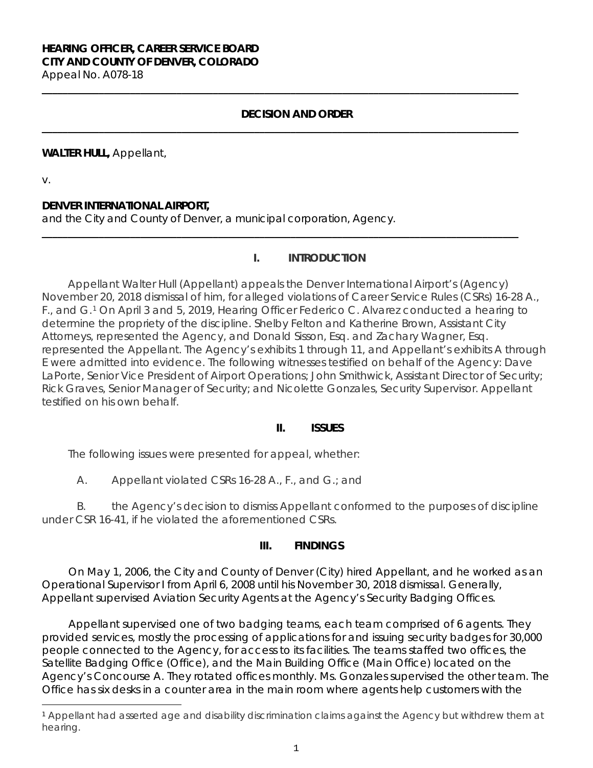**HEARING OFFICER, CAREER SERVICE BOARD**
**CITY AND COUNTY OF DENVER, COLORADO**
Appeal No. A078-18

---

**DECISION AND ORDER**

---

**WALTER HULL,** Appellant,

v.

**DENVER INTERNATIONAL AIRPORT,**
and the City and County of Denver, a municipal corporation, Agency.

---

## I. INTRODUCTION

Appellant Walter Hull (Appellant) appeals the Denver International Airport's (Agency) November 20, 2018 dismissal of him, for alleged violations of Career Service Rules (CSRs) 16-28 A., F., and G.[1] On April 3 and 5, 2019, Hearing Officer Federico C. Alvarez conducted a hearing to determine the propriety of the discipline. Shelby Felton and Katherine Brown, Assistant City Attorneys, represented the Agency, and Donald Sisson, Esq. and Zachary Wagner, Esq. represented the Appellant. The Agency's exhibits 1 through 11, and Appellant's exhibits A through E were admitted into evidence. The following witnesses testified on behalf of the Agency: Dave LaPorte, Senior Vice President of Airport Operations; John Smithwick, Assistant Director of Security; Rick Graves, Senior Manager of Security; and Nicolette Gonzales, Security Supervisor. Appellant testified on his own behalf.

## II. ISSUES

The following issues were presented for appeal, whether:

A. Appellant violated CSRs 16-28 A., F., and G.; and

B. the Agency's decision to dismiss Appellant conformed to the purposes of discipline under CSR 16-41, if he violated the aforementioned CSRs.

## III. FINDINGS

On May 1, 2006, the City and County of Denver (City) hired Appellant, and he worked as an Operational Supervisor I from April 6, 2008 until his November 30, 2018 dismissal. Generally, Appellant supervised Aviation Security Agents at the Agency's Security Badging Offices.

Appellant supervised one of two badging teams, each team comprised of 6 agents. They provided services, mostly the processing of applications for and issuing security badges for 30,000 people connected to the Agency, for access to its facilities. The teams staffed two offices, the Satellite Badging Office (Office), and the Main Building Office (Main Office) located on the Agency's Concourse A. They rotated offices monthly. Ms. Gonzales supervised the other team. The Office has six desks in a counter area in the main room where agents help customers with the

---

[1] Appellant had asserted age and disability discrimination claims against the Agency but withdrew them at hearing.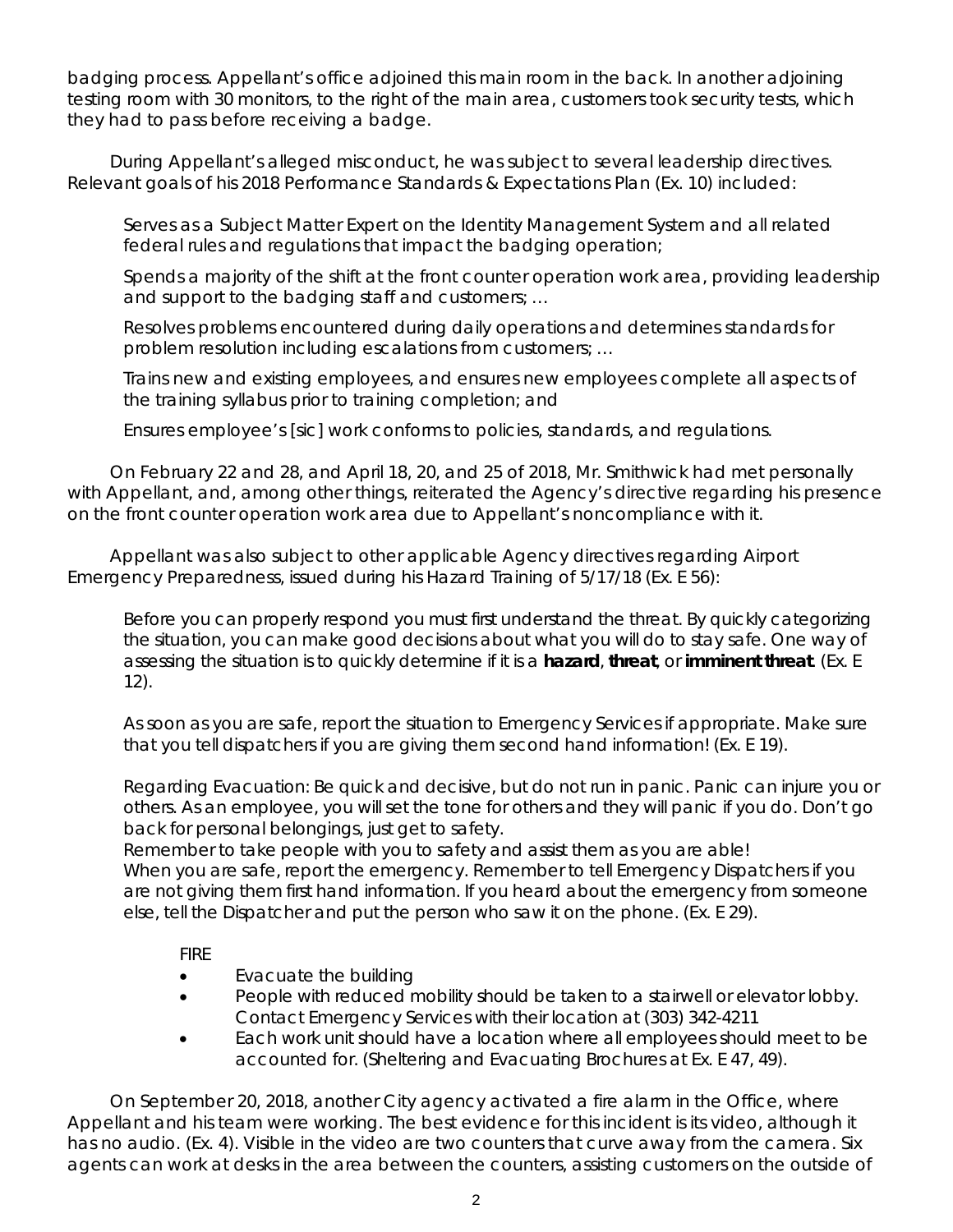badging process. Appellant's office adjoined this main room in the back. In another adjoining testing room with 30 monitors, to the right of the main area, customers took security tests, which they had to pass before receiving a badge.

During Appellant's alleged misconduct, he was subject to several leadership directives. Relevant goals of his 2018 Performance Standards & Expectations Plan (Ex. 10) included:

> Serves as a Subject Matter Expert on the Identity Management System and all related federal rules and regulations that impact the badging operation;
>
> Spends a majority of the shift at the front counter operation work area, providing leadership and support to the badging staff and customers; …
>
> Resolves problems encountered during daily operations and determines standards for problem resolution including escalations from customers; …
>
> Trains new and existing employees, and ensures new employees complete all aspects of the training syllabus prior to training completion; and
>
> Ensures employee's [sic] work conforms to policies, standards, and regulations.

On February 22 and 28, and April 18, 20, and 25 of 2018, Mr. Smithwick had met personally with Appellant, and, among other things, reiterated the Agency's directive regarding his presence on the front counter operation work area due to Appellant's noncompliance with it.

Appellant was also subject to other applicable Agency directives regarding Airport Emergency Preparedness, issued during his Hazard Training of 5/17/18 (Ex. E 56):

> Before you can properly respond you must first understand the threat. By quickly categorizing the situation, you can make good decisions about what you will do to stay safe. One way of assessing the situation is to quickly determine if it is a **hazard**, **threat**, or **imminent threat**. (Ex. E 12).
>
> As soon as you are safe, report the situation to Emergency Services if appropriate. Make sure that you tell dispatchers if you are giving them second hand information! (Ex. E 19).
>
> Regarding Evacuation: Be quick and decisive, but do not run in panic. Panic can injure you or others. As an employee, you will set the tone for others and they will panic if you do. Don't go back for personal belongings, just get to safety.
> Remember to take people with you to safety and assist them as you are able!
> When you are safe, report the emergency. Remember to tell Emergency Dispatchers if you are not giving them first hand information. If you heard about the emergency from someone else, tell the Dispatcher and put the person who saw it on the phone. (Ex. E 29).
>
> FIRE
>
> - Evacuate the building
> - People with reduced mobility should be taken to a stairwell or elevator lobby. Contact Emergency Services with their location at (303) 342-4211
> - Each work unit should have a location where all employees should meet to be accounted for. (Sheltering and Evacuating Brochures at Ex. E 47, 49).

On September 20, 2018, another City agency activated a fire alarm in the Office, where Appellant and his team were working. The best evidence for this incident is its video, although it has no audio. (Ex. 4). Visible in the video are two counters that curve away from the camera. Six agents can work at desks in the area between the counters, assisting customers on the outside of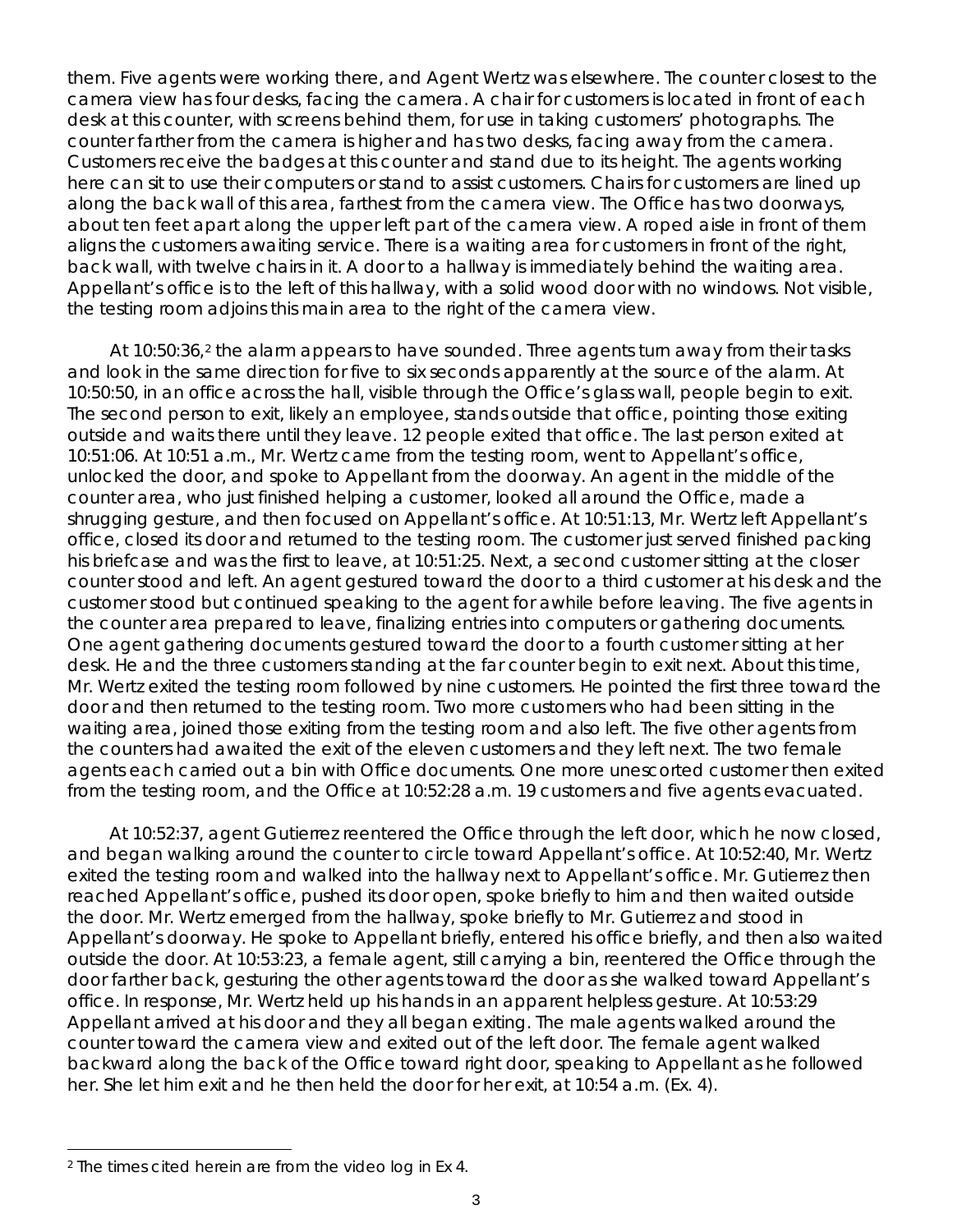them. Five agents were working there, and Agent Wertz was elsewhere. The counter closest to the camera view has four desks, facing the camera. A chair for customers is located in front of each desk at this counter, with screens behind them, for use in taking customers' photographs. The counter farther from the camera is higher and has two desks, facing away from the camera. Customers receive the badges at this counter and stand due to its height. The agents working here can sit to use their computers or stand to assist customers. Chairs for customers are lined up along the back wall of this area, farthest from the camera view. The Office has two doorways, about ten feet apart along the upper left part of the camera view. A roped aisle in front of them aligns the customers awaiting service. There is a waiting area for customers in front of the right, back wall, with twelve chairs in it. A door to a hallway is immediately behind the waiting area. Appellant's office is to the left of this hallway, with a solid wood door with no windows. Not visible, the testing room adjoins this main area to the right of the camera view.

At 10:50:36,[2] the alarm appears to have sounded. Three agents turn away from their tasks and look in the same direction for five to six seconds apparently at the source of the alarm. At 10:50:50, in an office across the hall, visible through the Office's glass wall, people begin to exit. The second person to exit, likely an employee, stands outside that office, pointing those exiting outside and waits there until they leave. 12 people exited that office. The last person exited at 10:51:06. At 10:51 a.m., Mr. Wertz came from the testing room, went to Appellant's office, unlocked the door, and spoke to Appellant from the doorway. An agent in the middle of the counter area, who just finished helping a customer, looked all around the Office, made a shrugging gesture, and then focused on Appellant's office. At 10:51:13, Mr. Wertz left Appellant's office, closed its door and returned to the testing room. The customer just served finished packing his briefcase and was the first to leave, at 10:51:25. Next, a second customer sitting at the closer counter stood and left. An agent gestured toward the door to a third customer at his desk and the customer stood but continued speaking to the agent for awhile before leaving. The five agents in the counter area prepared to leave, finalizing entries into computers or gathering documents. One agent gathering documents gestured toward the door to a fourth customer sitting at her desk. He and the three customers standing at the far counter begin to exit next. About this time, Mr. Wertz exited the testing room followed by nine customers. He pointed the first three toward the door and then returned to the testing room. Two more customers who had been sitting in the waiting area, joined those exiting from the testing room and also left. The five other agents from the counters had awaited the exit of the eleven customers and they left next. The two female agents each carried out a bin with Office documents. One more unescorted customer then exited from the testing room, and the Office at 10:52:28 a.m. 19 customers and five agents evacuated.

At 10:52:37, agent Gutierrez reentered the Office through the left door, which he now closed, and began walking around the counter to circle toward Appellant's office. At 10:52:40, Mr. Wertz exited the testing room and walked into the hallway next to Appellant's office. Mr. Gutierrez then reached Appellant's office, pushed its door open, spoke briefly to him and then waited outside the door. Mr. Wertz emerged from the hallway, spoke briefly to Mr. Gutierrez and stood in Appellant's doorway. He spoke to Appellant briefly, entered his office briefly, and then also waited outside the door. At 10:53:23, a female agent, still carrying a bin, reentered the Office through the door farther back, gesturing the other agents toward the door as she walked toward Appellant's office. In response, Mr. Wertz held up his hands in an apparent helpless gesture. At 10:53:29 Appellant arrived at his door and they all began exiting. The male agents walked around the counter toward the camera view and exited out of the left door. The female agent walked backward along the back of the Office toward right door, speaking to Appellant as he followed her. She let him exit and he then held the door for her exit, at 10:54 a.m. (Ex. 4).

---

[2] The times cited herein are from the video log in Ex 4.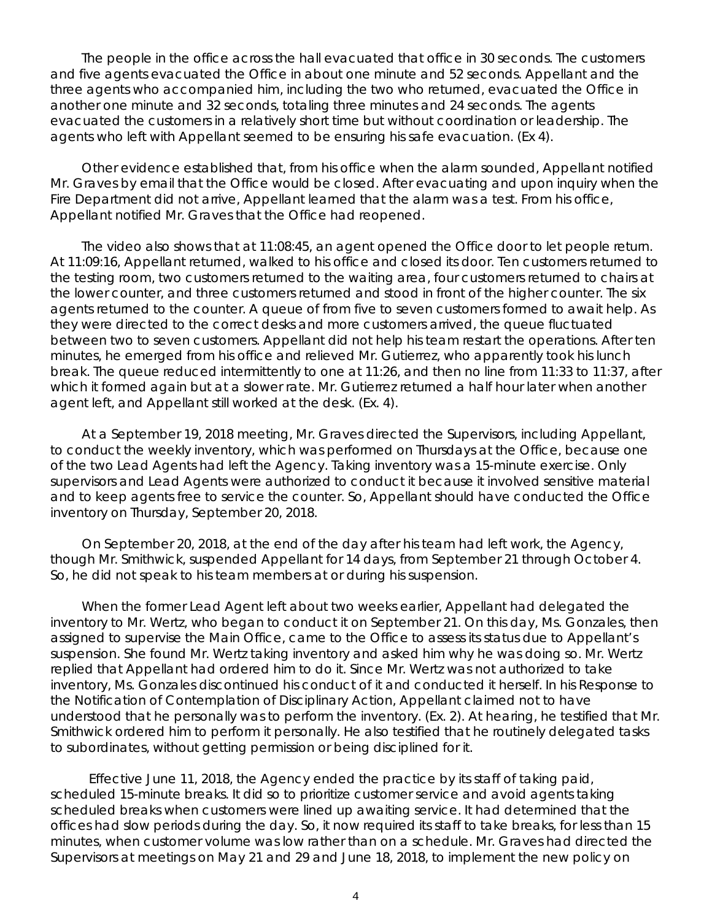The people in the office across the hall evacuated that office in 30 seconds. The customers and five agents evacuated the Office in about one minute and 52 seconds. Appellant and the three agents who accompanied him, including the two who returned, evacuated the Office in another one minute and 32 seconds, totaling three minutes and 24 seconds. The agents evacuated the customers in a relatively short time but without coordination or leadership. The agents who left with Appellant seemed to be ensuring his safe evacuation. (Ex 4).

Other evidence established that, from his office when the alarm sounded, Appellant notified Mr. Graves by email that the Office would be closed. After evacuating and upon inquiry when the Fire Department did not arrive, Appellant learned that the alarm was a test. From his office, Appellant notified Mr. Graves that the Office had reopened.

The video also shows that at 11:08:45, an agent opened the Office door to let people return. At 11:09:16, Appellant returned, walked to his office and closed its door. Ten customers returned to the testing room, two customers returned to the waiting area, four customers returned to chairs at the lower counter, and three customers returned and stood in front of the higher counter. The six agents returned to the counter. A queue of from five to seven customers formed to await help. As they were directed to the correct desks and more customers arrived, the queue fluctuated between two to seven customers. Appellant did not help his team restart the operations. After ten minutes, he emerged from his office and relieved Mr. Gutierrez, who apparently took his lunch break. The queue reduced intermittently to one at 11:26, and then no line from 11:33 to 11:37, after which it formed again but at a slower rate. Mr. Gutierrez returned a half hour later when another agent left, and Appellant still worked at the desk. (Ex. 4).

At a September 19, 2018 meeting, Mr. Graves directed the Supervisors, including Appellant, to conduct the weekly inventory, which was performed on Thursdays at the Office, because one of the two Lead Agents had left the Agency. Taking inventory was a 15-minute exercise. Only supervisors and Lead Agents were authorized to conduct it because it involved sensitive material and to keep agents free to service the counter. So, Appellant should have conducted the Office inventory on Thursday, September 20, 2018.

On September 20, 2018, at the end of the day after his team had left work, the Agency, though Mr. Smithwick, suspended Appellant for 14 days, from September 21 through October 4. So, he did not speak to his team members at or during his suspension.

When the former Lead Agent left about two weeks earlier, Appellant had delegated the inventory to Mr. Wertz, who began to conduct it on September 21. On this day, Ms. Gonzales, then assigned to supervise the Main Office, came to the Office to assess its status due to Appellant's suspension. She found Mr. Wertz taking inventory and asked him why he was doing so. Mr. Wertz replied that Appellant had ordered him to do it. Since Mr. Wertz was not authorized to take inventory, Ms. Gonzales discontinued his conduct of it and conducted it herself. In his Response to the Notification of Contemplation of Disciplinary Action, Appellant claimed not to have understood that he personally was to perform the inventory. (Ex. 2). At hearing, he testified that Mr. Smithwick ordered him to perform it personally. He also testified that he routinely delegated tasks to subordinates, without getting permission or being disciplined for it.

Effective June 11, 2018, the Agency ended the practice by its staff of taking paid, scheduled 15-minute breaks. It did so to prioritize customer service and avoid agents taking scheduled breaks when customers were lined up awaiting service. It had determined that the offices had slow periods during the day. So, it now required its staff to take breaks, for less than 15 minutes, when customer volume was low rather than on a schedule. Mr. Graves had directed the Supervisors at meetings on May 21 and 29 and June 18, 2018, to implement the new policy on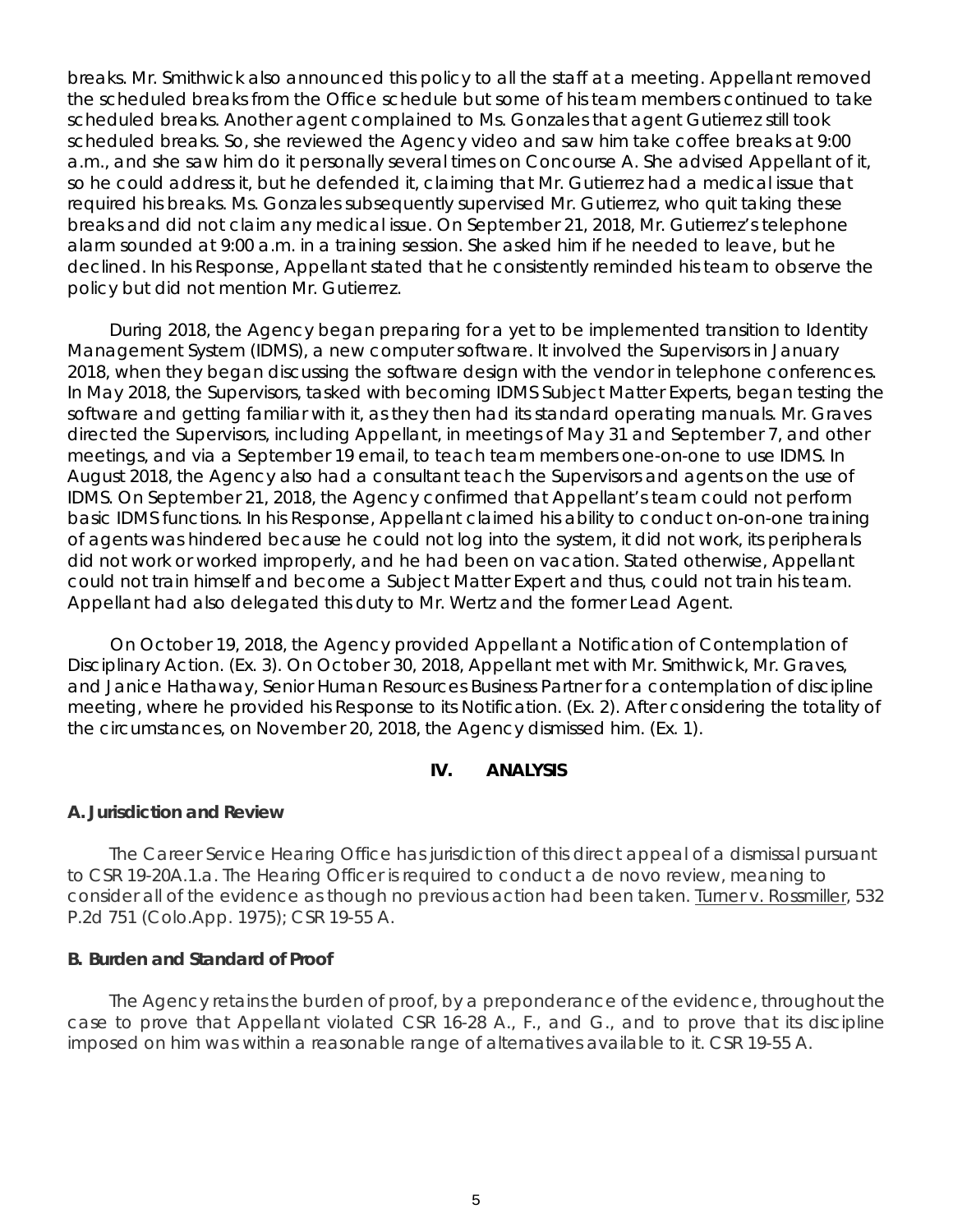breaks. Mr. Smithwick also announced this policy to all the staff at a meeting. Appellant removed the scheduled breaks from the Office schedule but some of his team members continued to take scheduled breaks. Another agent complained to Ms. Gonzales that agent Gutierrez still took scheduled breaks. So, she reviewed the Agency video and saw him take coffee breaks at 9:00 a.m., and she saw him do it personally several times on Concourse A. She advised Appellant of it, so he could address it, but he defended it, claiming that Mr. Gutierrez had a medical issue that required his breaks. Ms. Gonzales subsequently supervised Mr. Gutierrez, who quit taking these breaks and did not claim any medical issue. On September 21, 2018, Mr. Gutierrez's telephone alarm sounded at 9:00 a.m. in a training session. She asked him if he needed to leave, but he declined. In his Response, Appellant stated that he consistently reminded his team to observe the policy but did not mention Mr. Gutierrez.

During 2018, the Agency began preparing for a yet to be implemented transition to Identity Management System (IDMS), a new computer software. It involved the Supervisors in January 2018, when they began discussing the software design with the vendor in telephone conferences. In May 2018, the Supervisors, tasked with becoming IDMS Subject Matter Experts, began testing the software and getting familiar with it, as they then had its standard operating manuals. Mr. Graves directed the Supervisors, including Appellant, in meetings of May 31 and September 7, and other meetings, and via a September 19 email, to teach team members one-on-one to use IDMS. In August 2018, the Agency also had a consultant teach the Supervisors and agents on the use of IDMS. On September 21, 2018, the Agency confirmed that Appellant's team could not perform basic IDMS functions. In his Response, Appellant claimed his ability to conduct on-on-one training of agents was hindered because he could not log into the system, it did not work, its peripherals did not work or worked improperly, and he had been on vacation. Stated otherwise, Appellant could not train himself and become a Subject Matter Expert and thus, could not train his team. Appellant had also delegated this duty to Mr. Wertz and the former Lead Agent.

On October 19, 2018, the Agency provided Appellant a Notification of Contemplation of Disciplinary Action. (Ex. 3). On October 30, 2018, Appellant met with Mr. Smithwick, Mr. Graves, and Janice Hathaway, Senior Human Resources Business Partner for a contemplation of discipline meeting, where he provided his Response to its Notification. (Ex. 2). After considering the totality of the circumstances, on November 20, 2018, the Agency dismissed him. (Ex. 1).

## IV. ANALYSIS

### A. Jurisdiction and Review

The Career Service Hearing Office has jurisdiction of this direct appeal of a dismissal pursuant to CSR 19-20A.1.a. The Hearing Officer is required to conduct a de novo review, meaning to consider all of the evidence as though no previous action had been taken. Turner v. Rossmiller, 532 P.2d 751 (Colo.App. 1975); CSR 19-55 A.

### B. Burden and Standard of Proof

The Agency retains the burden of proof, by a preponderance of the evidence, throughout the case to prove that Appellant violated CSR 16-28 A., F., and G., and to prove that its discipline imposed on him was within a reasonable range of alternatives available to it. CSR 19-55 A.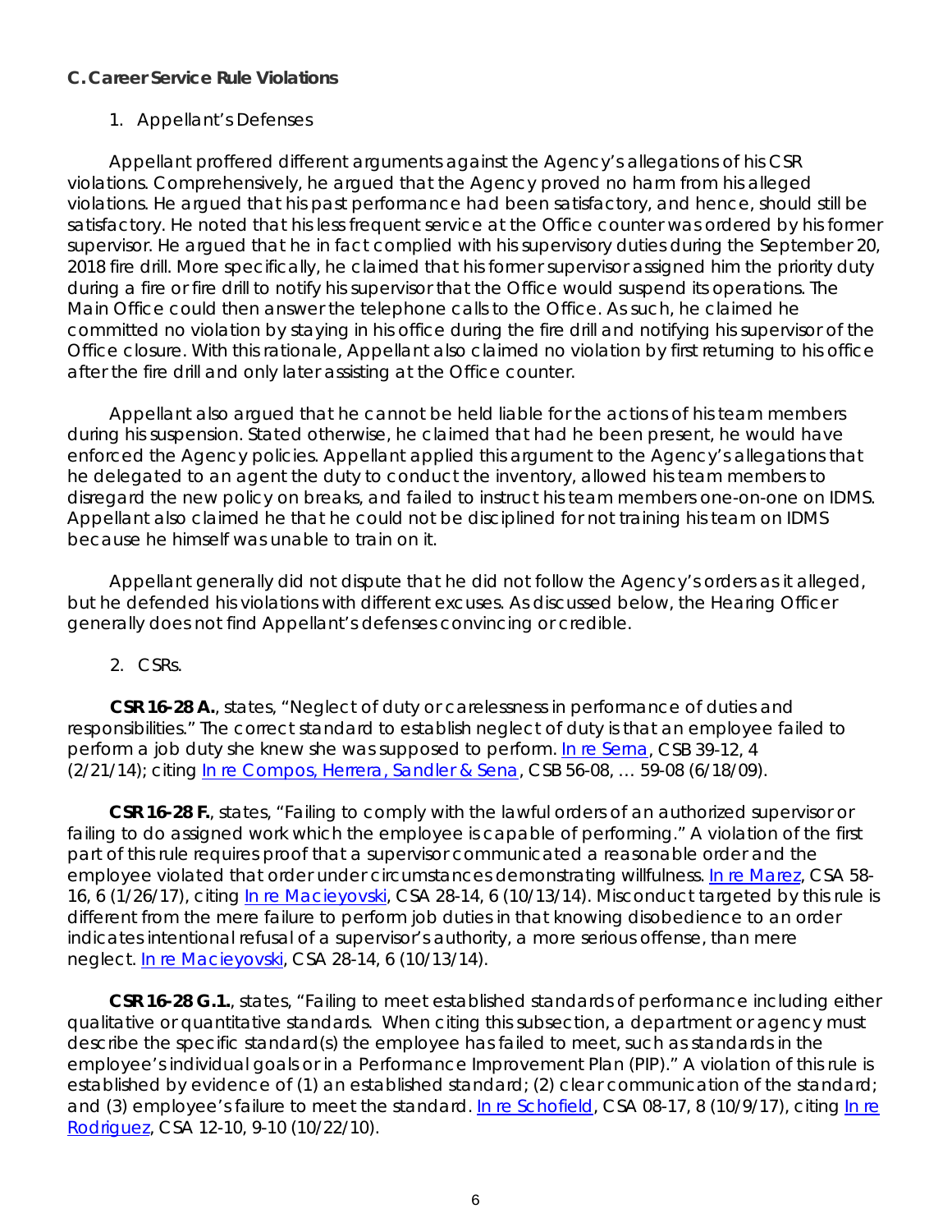### C. Career Service Rule Violations

1. Appellant's Defenses

Appellant proffered different arguments against the Agency's allegations of his CSR violations. Comprehensively, he argued that the Agency proved no harm from his alleged violations. He argued that his past performance had been satisfactory, and hence, should still be satisfactory. He noted that his less frequent service at the Office counter was ordered by his former supervisor. He argued that he in fact complied with his supervisory duties during the September 20, 2018 fire drill. More specifically, he claimed that his former supervisor assigned him the priority duty during a fire or fire drill to notify his supervisor that the Office would suspend its operations. The Main Office could then answer the telephone calls to the Office. As such, he claimed he committed no violation by staying in his office during the fire drill and notifying his supervisor of the Office closure. With this rationale, Appellant also claimed no violation by first returning to his office after the fire drill and only later assisting at the Office counter.

Appellant also argued that he cannot be held liable for the actions of his team members during his suspension. Stated otherwise, he claimed that had he been present, he would have enforced the Agency policies. Appellant applied this argument to the Agency's allegations that he delegated to an agent the duty to conduct the inventory, allowed his team members to disregard the new policy on breaks, and failed to instruct his team members one-on-one on IDMS. Appellant also claimed he that he could not be disciplined for not training his team on IDMS because he himself was unable to train on it.

Appellant generally did not dispute that he did not follow the Agency's orders as it alleged, but he defended his violations with different excuses. As discussed below, the Hearing Officer generally does not find Appellant's defenses convincing or credible.

2. CSRs.

**CSR 16-28 A.**, states, "Neglect of duty or carelessness in performance of duties and responsibilities." The correct standard to establish neglect of duty is that an employee failed to perform a job duty she knew she was supposed to perform. In re Serna, CSB 39-12, 4 (2/21/14); citing In re Compos, Herrera, Sandler & Sena, CSB 56-08, … 59-08 (6/18/09).

**CSR 16-28 F.**, states, "Failing to comply with the lawful orders of an authorized supervisor or failing to do assigned work which the employee is capable of performing." A violation of the first part of this rule requires proof that a supervisor communicated a reasonable order and the employee violated that order under circumstances demonstrating willfulness. In re Marez, CSA 58-16, 6 (1/26/17), citing In re Macieyovski, CSA 28-14, 6 (10/13/14). Misconduct targeted by this rule is different from the mere failure to perform job duties in that knowing disobedience to an order indicates intentional refusal of a supervisor's authority, a more serious offense, than mere neglect. In re Macieyovski, CSA 28-14, 6 (10/13/14).

**CSR 16-28 G.1.**, states, "Failing to meet established standards of performance including either qualitative or quantitative standards. When citing this subsection, a department or agency must describe the specific standard(s) the employee has failed to meet, such as standards in the employee's individual goals or in a Performance Improvement Plan (PIP)." A violation of this rule is established by evidence of (1) an established standard; (2) clear communication of the standard; and (3) employee's failure to meet the standard. In re Schofield, CSA 08-17, 8 (10/9/17), citing In re Rodriguez, CSA 12-10, 9-10 (10/22/10).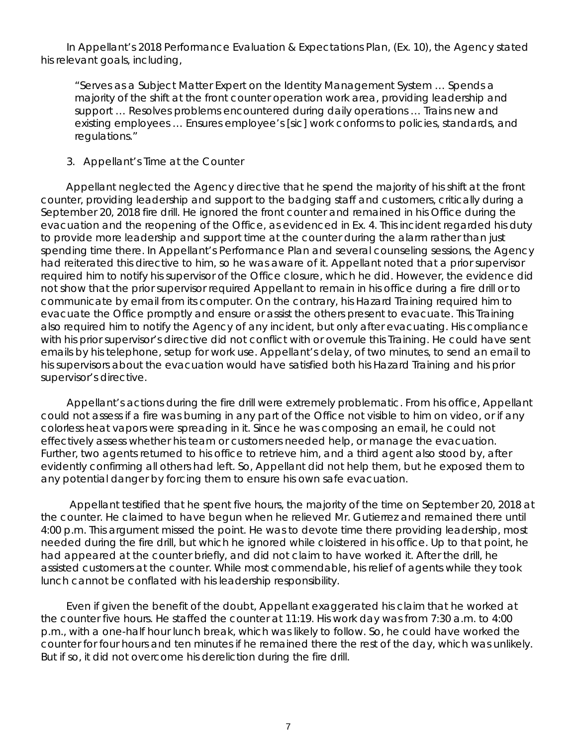In Appellant's 2018 Performance Evaluation & Expectations Plan, (Ex. 10), the Agency stated his relevant goals, including,

> "Serves as a Subject Matter Expert on the Identity Management System … Spends a majority of the shift at the front counter operation work area, providing leadership and support … Resolves problems encountered during daily operations … Trains new and existing employees … Ensures employee's [sic] work conforms to policies, standards, and regulations."

3. Appellant's Time at the Counter

Appellant neglected the Agency directive that he spend the majority of his shift at the front counter, providing leadership and support to the badging staff and customers, critically during a September 20, 2018 fire drill. He ignored the front counter and remained in his Office during the evacuation and the reopening of the Office, as evidenced in Ex. 4. This incident regarded his duty to provide more leadership and support time at the counter during the alarm rather than just spending time there. In Appellant's Performance Plan and several counseling sessions, the Agency had reiterated this directive to him, so he was aware of it. Appellant noted that a prior supervisor required him to notify his supervisor of the Office closure, which he did. However, the evidence did not show that the prior supervisor required Appellant to remain in his office during a fire drill or to communicate by email from its computer. On the contrary, his Hazard Training required him to evacuate the Office promptly and ensure or assist the others present to evacuate. This Training also required him to notify the Agency of any incident, but only after evacuating. His compliance with his prior supervisor's directive did not conflict with or overrule this Training. He could have sent emails by his telephone, setup for work use. Appellant's delay, of two minutes, to send an email to his supervisors about the evacuation would have satisfied both his Hazard Training and his prior supervisor's directive.

Appellant's actions during the fire drill were extremely problematic. From his office, Appellant could not assess if a fire was burning in any part of the Office not visible to him on video, or if any colorless heat vapors were spreading in it. Since he was composing an email, he could not effectively assess whether his team or customers needed help, or manage the evacuation. Further, two agents returned to his office to retrieve him, and a third agent also stood by, after evidently confirming all others had left. So, Appellant did not help them, but he exposed them to any potential danger by forcing them to ensure his own safe evacuation.

Appellant testified that he spent five hours, the majority of the time on September 20, 2018 at the counter. He claimed to have begun when he relieved Mr. Gutierrez and remained there until 4:00 p.m. This argument missed the point. He was to devote time there providing leadership, most needed during the fire drill, but which he ignored while cloistered in his office. Up to that point, he had appeared at the counter briefly, and did not claim to have worked it. After the drill, he assisted customers at the counter. While most commendable, his relief of agents while they took lunch cannot be conflated with his leadership responsibility.

Even if given the benefit of the doubt, Appellant exaggerated his claim that he worked at the counter five hours. He staffed the counter at 11:19. His work day was from 7:30 a.m. to 4:00 p.m., with a one-half hour lunch break, which was likely to follow. So, he could have worked the counter for four hours and ten minutes if he remained there the rest of the day, which was unlikely. But if so, it did not overcome his dereliction during the fire drill.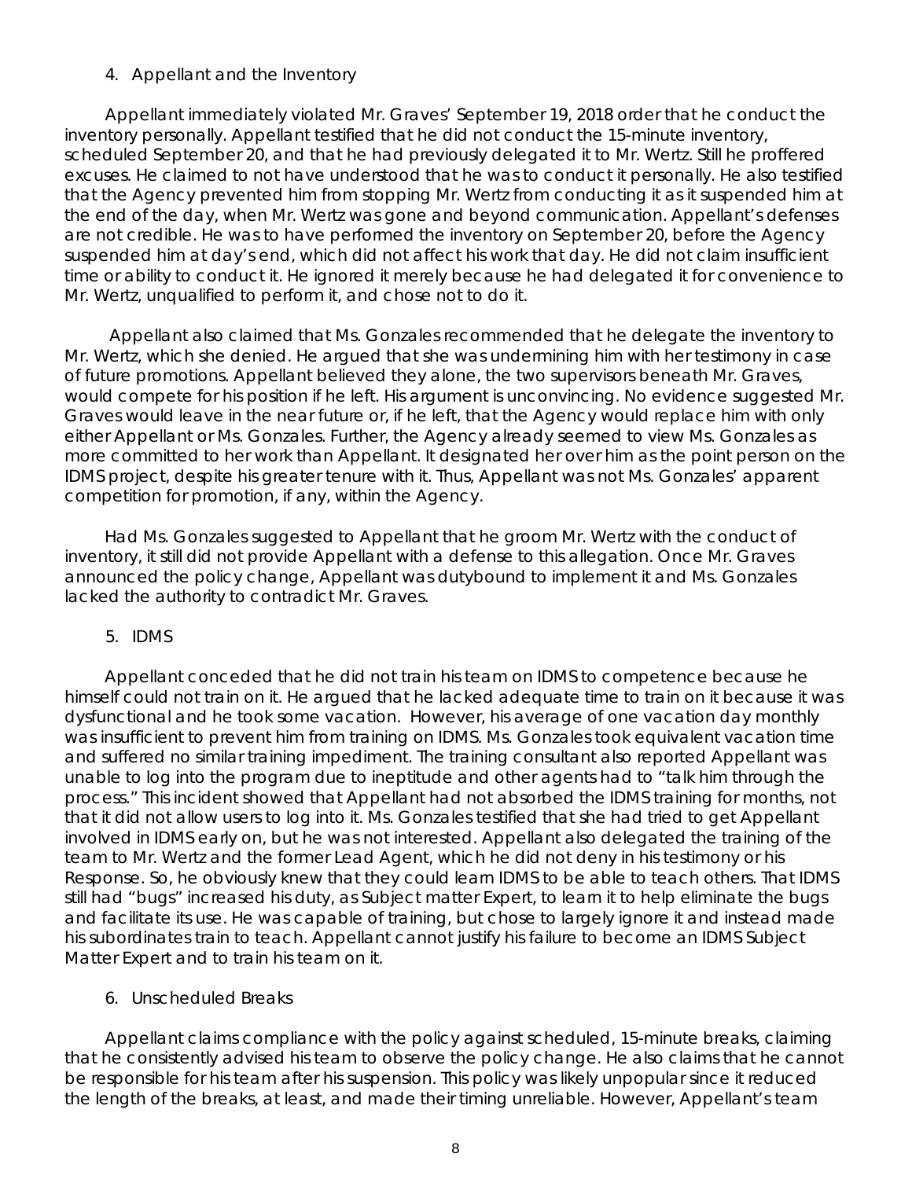4. Appellant and the Inventory

Appellant immediately violated Mr. Graves' September 19, 2018 order that he conduct the inventory personally. Appellant testified that he did not conduct the 15-minute inventory, scheduled September 20, and that he had previously delegated it to Mr. Wertz. Still he proffered excuses. He claimed to not have understood that he was to conduct it personally. He also testified that the Agency prevented him from stopping Mr. Wertz from conducting it as it suspended him at the end of the day, when Mr. Wertz was gone and beyond communication. Appellant's defenses are not credible. He was to have performed the inventory on September 20, before the Agency suspended him at day's end, which did not affect his work that day. He did not claim insufficient time or ability to conduct it. He ignored it merely because he had delegated it for convenience to Mr. Wertz, unqualified to perform it, and chose not to do it.

Appellant also claimed that Ms. Gonzales recommended that he delegate the inventory to Mr. Wertz, which she denied. He argued that she was undermining him with her testimony in case of future promotions. Appellant believed they alone, the two supervisors beneath Mr. Graves, would compete for his position if he left. His argument is unconvincing. No evidence suggested Mr. Graves would leave in the near future or, if he left, that the Agency would replace him with only either Appellant or Ms. Gonzales. Further, the Agency already seemed to view Ms. Gonzales as more committed to her work than Appellant. It designated her over him as the point person on the IDMS project, despite his greater tenure with it. Thus, Appellant was not Ms. Gonzales' apparent competition for promotion, if any, within the Agency.

Had Ms. Gonzales suggested to Appellant that he groom Mr. Wertz with the conduct of inventory, it still did not provide Appellant with a defense to this allegation. Once Mr. Graves announced the policy change, Appellant was dutybound to implement it and Ms. Gonzales lacked the authority to contradict Mr. Graves.

5. IDMS

Appellant conceded that he did not train his team on IDMS to competence because he himself could not train on it. He argued that he lacked adequate time to train on it because it was dysfunctional and he took some vacation. However, his average of one vacation day monthly was insufficient to prevent him from training on IDMS. Ms. Gonzales took equivalent vacation time and suffered no similar training impediment. The training consultant also reported Appellant was unable to log into the program due to ineptitude and other agents had to "talk him through the process." This incident showed that Appellant had not absorbed the IDMS training for months, not that it did not allow users to log into it. Ms. Gonzales testified that she had tried to get Appellant involved in IDMS early on, but he was not interested. Appellant also delegated the training of the team to Mr. Wertz and the former Lead Agent, which he did not deny in his testimony or his Response. So, he obviously knew that they could learn IDMS to be able to teach others. That IDMS still had "bugs" increased his duty, as Subject matter Expert, to learn it to help eliminate the bugs and facilitate its use. He was capable of training, but chose to largely ignore it and instead made his subordinates train to teach. Appellant cannot justify his failure to become an IDMS Subject Matter Expert and to train his team on it.

6. Unscheduled Breaks

Appellant claims compliance with the policy against scheduled, 15-minute breaks, claiming that he consistently advised his team to observe the policy change. He also claims that he cannot be responsible for his team after his suspension. This policy was likely unpopular since it reduced the length of the breaks, at least, and made their timing unreliable. However, Appellant's team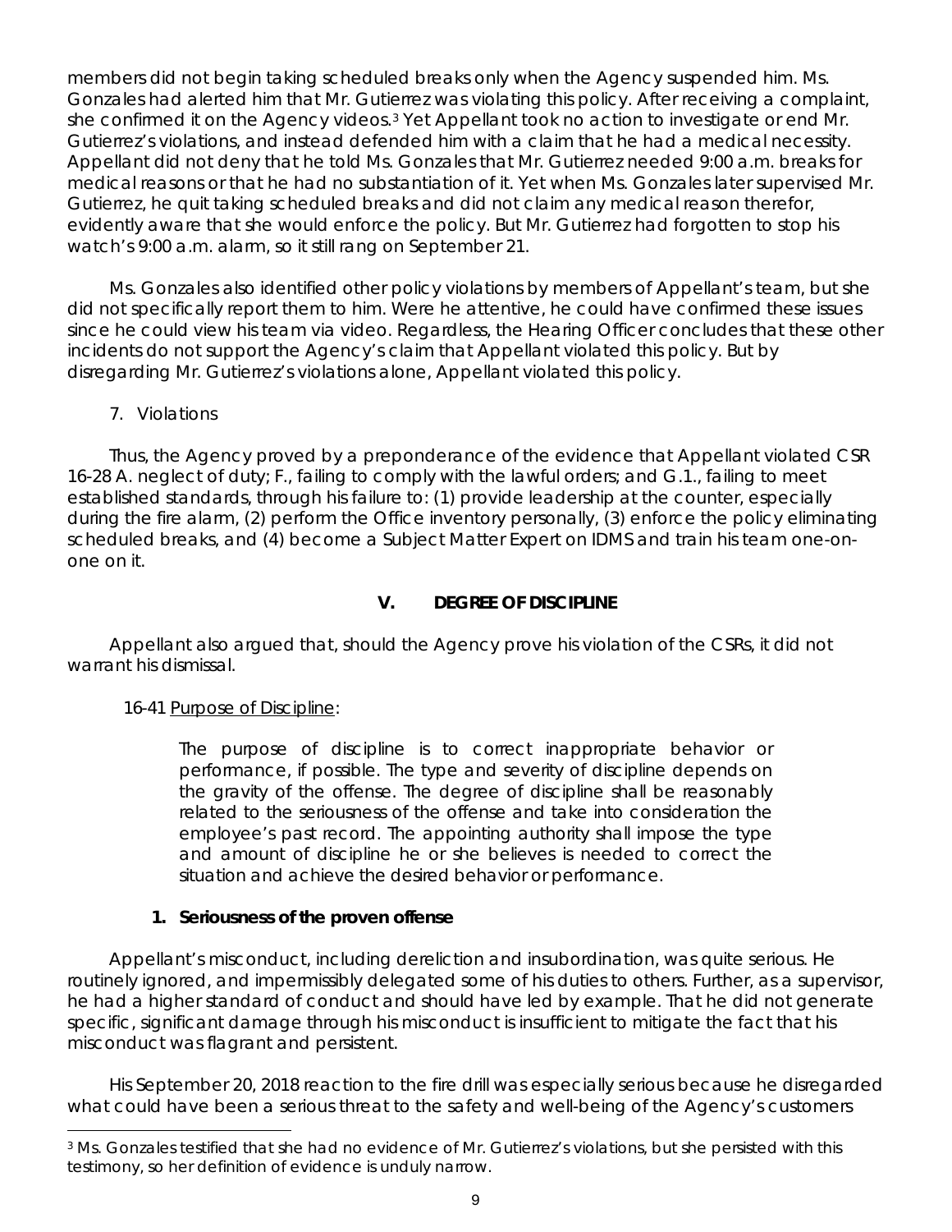members did not begin taking scheduled breaks only when the Agency suspended him. Ms. Gonzales had alerted him that Mr. Gutierrez was violating this policy. After receiving a complaint, she confirmed it on the Agency videos.[3] Yet Appellant took no action to investigate or end Mr. Gutierrez's violations, and instead defended him with a claim that he had a medical necessity. Appellant did not deny that he told Ms. Gonzales that Mr. Gutierrez needed 9:00 a.m. breaks for medical reasons or that he had no substantiation of it. Yet when Ms. Gonzales later supervised Mr. Gutierrez, he quit taking scheduled breaks and did not claim any medical reason therefor, evidently aware that she would enforce the policy. But Mr. Gutierrez had forgotten to stop his watch's 9:00 a.m. alarm, so it still rang on September 21.

Ms. Gonzales also identified other policy violations by members of Appellant's team, but she did not specifically report them to him. Were he attentive, he could have confirmed these issues since he could view his team via video. Regardless, the Hearing Officer concludes that these other incidents do not support the Agency's claim that Appellant violated this policy. But by disregarding Mr. Gutierrez's violations alone, Appellant violated this policy.

7. Violations

Thus, the Agency proved by a preponderance of the evidence that Appellant violated CSR 16-28 A. neglect of duty; F., failing to comply with the lawful orders; and G.1., failing to meet established standards, through his failure to: (1) provide leadership at the counter, especially during the fire alarm, (2) perform the Office inventory personally, (3) enforce the policy eliminating scheduled breaks, and (4) become a Subject Matter Expert on IDMS and train his team one-on-one on it.

## V. DEGREE OF DISCIPLINE

Appellant also argued that, should the Agency prove his violation of the CSRs, it did not warrant his dismissal.

16-41 Purpose of Discipline:

> The purpose of discipline is to correct inappropriate behavior or performance, if possible. The type and severity of discipline depends on the gravity of the offense. The degree of discipline shall be reasonably related to the seriousness of the offense and take into consideration the employee's past record. The appointing authority shall impose the type and amount of discipline he or she believes is needed to correct the situation and achieve the desired behavior or performance.

### 1. Seriousness of the proven offense

Appellant's misconduct, including dereliction and insubordination, was quite serious. He routinely ignored, and impermissibly delegated some of his duties to others. Further, as a supervisor, he had a higher standard of conduct and should have led by example. That he did not generate specific, significant damage through his misconduct is insufficient to mitigate the fact that his misconduct was flagrant and persistent.

His September 20, 2018 reaction to the fire drill was especially serious because he disregarded what could have been a serious threat to the safety and well-being of the Agency's customers

---

[3] Ms. Gonzales testified that she had no evidence of Mr. Gutierrez's violations, but she persisted with this testimony, so her definition of evidence is unduly narrow.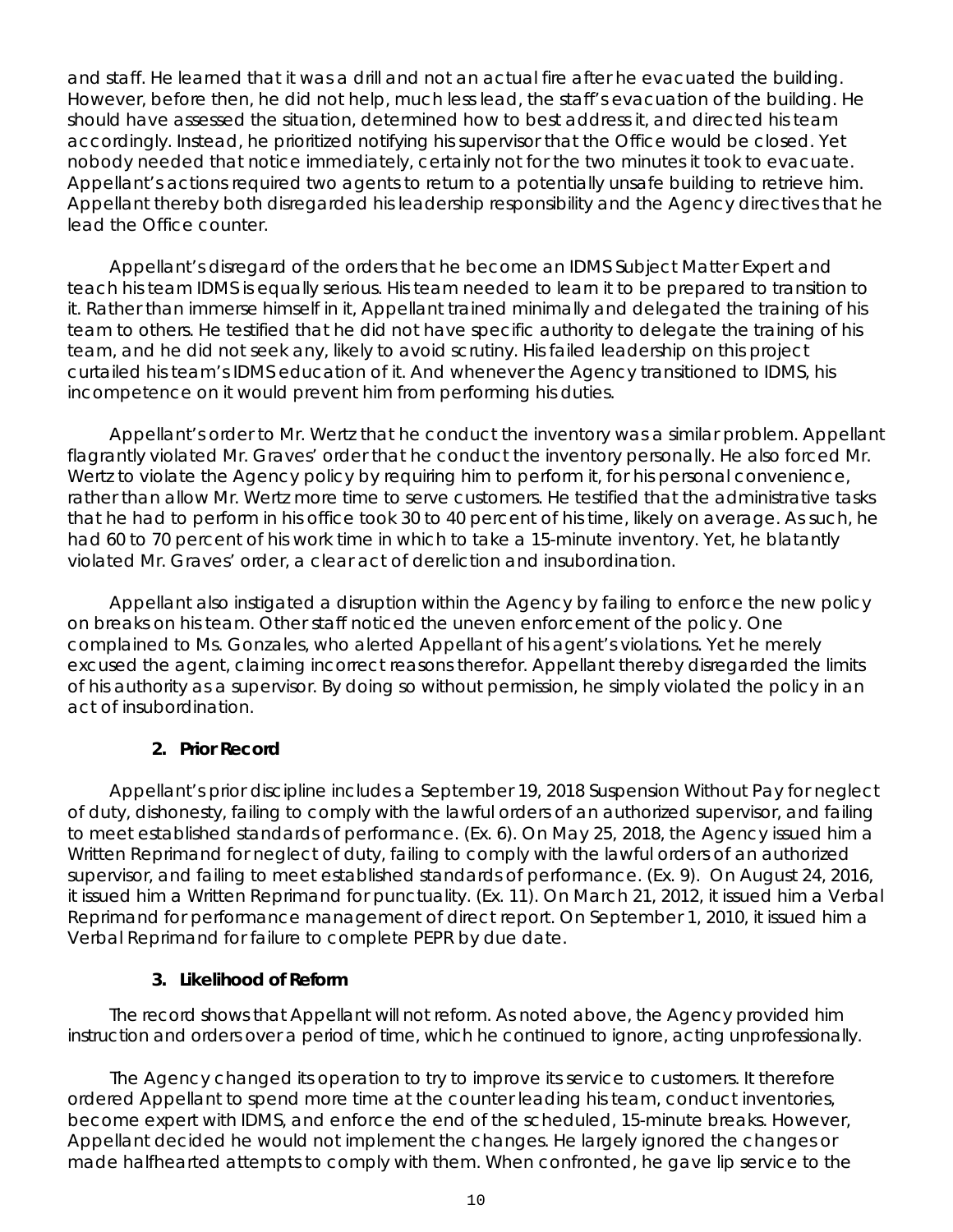and staff. He learned that it was a drill and not an actual fire after he evacuated the building. However, before then, he did not help, much less lead, the staff's evacuation of the building. He should have assessed the situation, determined how to best address it, and directed his team accordingly. Instead, he prioritized notifying his supervisor that the Office would be closed. Yet nobody needed that notice immediately, certainly not for the two minutes it took to evacuate. Appellant's actions required two agents to return to a potentially unsafe building to retrieve him. Appellant thereby both disregarded his leadership responsibility and the Agency directives that he lead the Office counter.

Appellant's disregard of the orders that he become an IDMS Subject Matter Expert and teach his team IDMS is equally serious. His team needed to learn it to be prepared to transition to it. Rather than immerse himself in it, Appellant trained minimally and delegated the training of his team to others. He testified that he did not have specific authority to delegate the training of his team, and he did not seek any, likely to avoid scrutiny. His failed leadership on this project curtailed his team's IDMS education of it. And whenever the Agency transitioned to IDMS, his incompetence on it would prevent him from performing his duties.

Appellant's order to Mr. Wertz that he conduct the inventory was a similar problem. Appellant flagrantly violated Mr. Graves' order that he conduct the inventory personally. He also forced Mr. Wertz to violate the Agency policy by requiring him to perform it, for his personal convenience, rather than allow Mr. Wertz more time to serve customers. He testified that the administrative tasks that he had to perform in his office took 30 to 40 percent of his time, likely on average. As such, he had 60 to 70 percent of his work time in which to take a 15-minute inventory. Yet, he blatantly violated Mr. Graves' order, a clear act of dereliction and insubordination.

Appellant also instigated a disruption within the Agency by failing to enforce the new policy on breaks on his team. Other staff noticed the uneven enforcement of the policy. One complained to Ms. Gonzales, who alerted Appellant of his agent's violations. Yet he merely excused the agent, claiming incorrect reasons therefor. Appellant thereby disregarded the limits of his authority as a supervisor. By doing so without permission, he simply violated the policy in an act of insubordination.

### 2. Prior Record

Appellant's prior discipline includes a September 19, 2018 Suspension Without Pay for neglect of duty, dishonesty, failing to comply with the lawful orders of an authorized supervisor, and failing to meet established standards of performance. (Ex. 6). On May 25, 2018, the Agency issued him a Written Reprimand for neglect of duty, failing to comply with the lawful orders of an authorized supervisor, and failing to meet established standards of performance. (Ex. 9). On August 24, 2016, it issued him a Written Reprimand for punctuality. (Ex. 11). On March 21, 2012, it issued him a Verbal Reprimand for performance management of direct report. On September 1, 2010, it issued him a Verbal Reprimand for failure to complete PEPR by due date.

### 3. Likelihood of Reform

The record shows that Appellant will not reform. As noted above, the Agency provided him instruction and orders over a period of time, which he continued to ignore, acting unprofessionally.

The Agency changed its operation to try to improve its service to customers. It therefore ordered Appellant to spend more time at the counter leading his team, conduct inventories, become expert with IDMS, and enforce the end of the scheduled, 15-minute breaks. However, Appellant decided he would not implement the changes. He largely ignored the changes or made halfhearted attempts to comply with them. When confronted, he gave lip service to the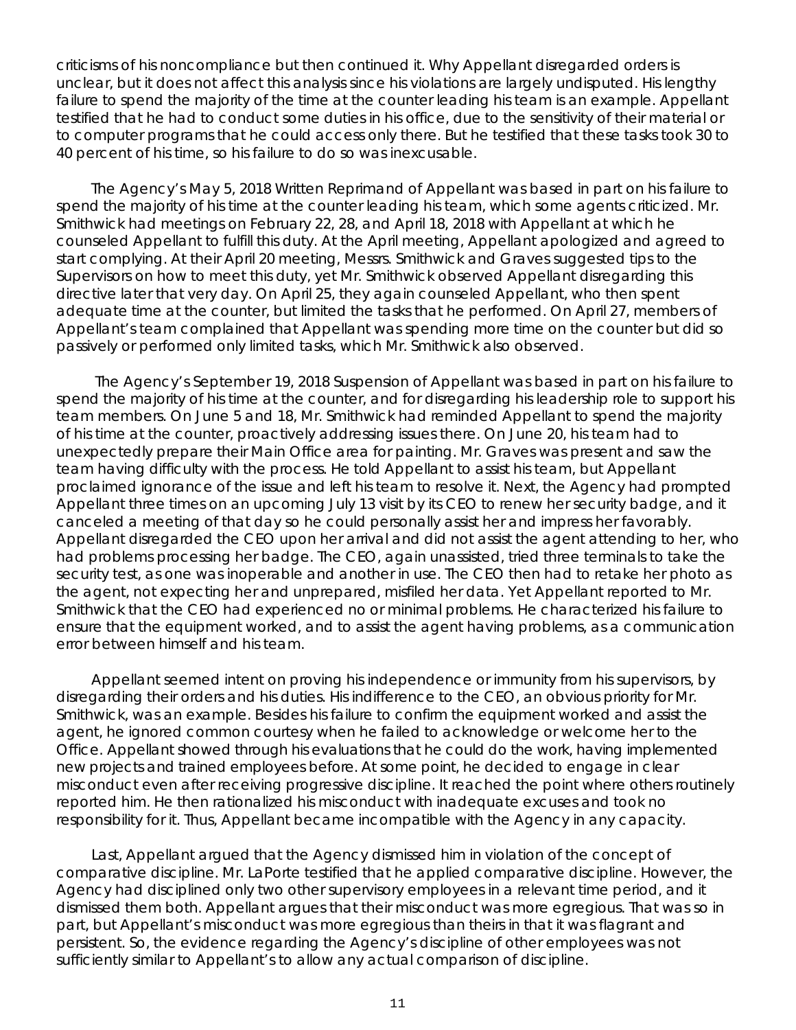criticisms of his noncompliance but then continued it. Why Appellant disregarded orders is unclear, but it does not affect this analysis since his violations are largely undisputed. His lengthy failure to spend the majority of the time at the counter leading his team is an example. Appellant testified that he had to conduct some duties in his office, due to the sensitivity of their material or to computer programs that he could access only there. But he testified that these tasks took 30 to 40 percent of his time, so his failure to do so was inexcusable.

The Agency's May 5, 2018 Written Reprimand of Appellant was based in part on his failure to spend the majority of his time at the counter leading his team, which some agents criticized. Mr. Smithwick had meetings on February 22, 28, and April 18, 2018 with Appellant at which he counseled Appellant to fulfill this duty. At the April meeting, Appellant apologized and agreed to start complying. At their April 20 meeting, Messrs. Smithwick and Graves suggested tips to the Supervisors on how to meet this duty, yet Mr. Smithwick observed Appellant disregarding this directive later that very day. On April 25, they again counseled Appellant, who then spent adequate time at the counter, but limited the tasks that he performed. On April 27, members of Appellant's team complained that Appellant was spending more time on the counter but did so passively or performed only limited tasks, which Mr. Smithwick also observed.

The Agency's September 19, 2018 Suspension of Appellant was based in part on his failure to spend the majority of his time at the counter, and for disregarding his leadership role to support his team members. On June 5 and 18, Mr. Smithwick had reminded Appellant to spend the majority of his time at the counter, proactively addressing issues there. On June 20, his team had to unexpectedly prepare their Main Office area for painting. Mr. Graves was present and saw the team having difficulty with the process. He told Appellant to assist his team, but Appellant proclaimed ignorance of the issue and left his team to resolve it. Next, the Agency had prompted Appellant three times on an upcoming July 13 visit by its CEO to renew her security badge, and it canceled a meeting of that day so he could personally assist her and impress her favorably. Appellant disregarded the CEO upon her arrival and did not assist the agent attending to her, who had problems processing her badge. The CEO, again unassisted, tried three terminals to take the security test, as one was inoperable and another in use. The CEO then had to retake her photo as the agent, not expecting her and unprepared, misfiled her data. Yet Appellant reported to Mr. Smithwick that the CEO had experienced no or minimal problems. He characterized his failure to ensure that the equipment worked, and to assist the agent having problems, as a communication error between himself and his team.

Appellant seemed intent on proving his independence or immunity from his supervisors, by disregarding their orders and his duties. His indifference to the CEO, an obvious priority for Mr. Smithwick, was an example. Besides his failure to confirm the equipment worked and assist the agent, he ignored common courtesy when he failed to acknowledge or welcome her to the Office. Appellant showed through his evaluations that he could do the work, having implemented new projects and trained employees before. At some point, he decided to engage in clear misconduct even after receiving progressive discipline. It reached the point where others routinely reported him. He then rationalized his misconduct with inadequate excuses and took no responsibility for it. Thus, Appellant became incompatible with the Agency in any capacity.

Last, Appellant argued that the Agency dismissed him in violation of the concept of comparative discipline. Mr. LaPorte testified that he applied comparative discipline. However, the Agency had disciplined only two other supervisory employees in a relevant time period, and it dismissed them both. Appellant argues that their misconduct was more egregious. That was so in part, but Appellant's misconduct was more egregious than theirs in that it was flagrant and persistent. So, the evidence regarding the Agency's discipline of other employees was not sufficiently similar to Appellant's to allow any actual comparison of discipline.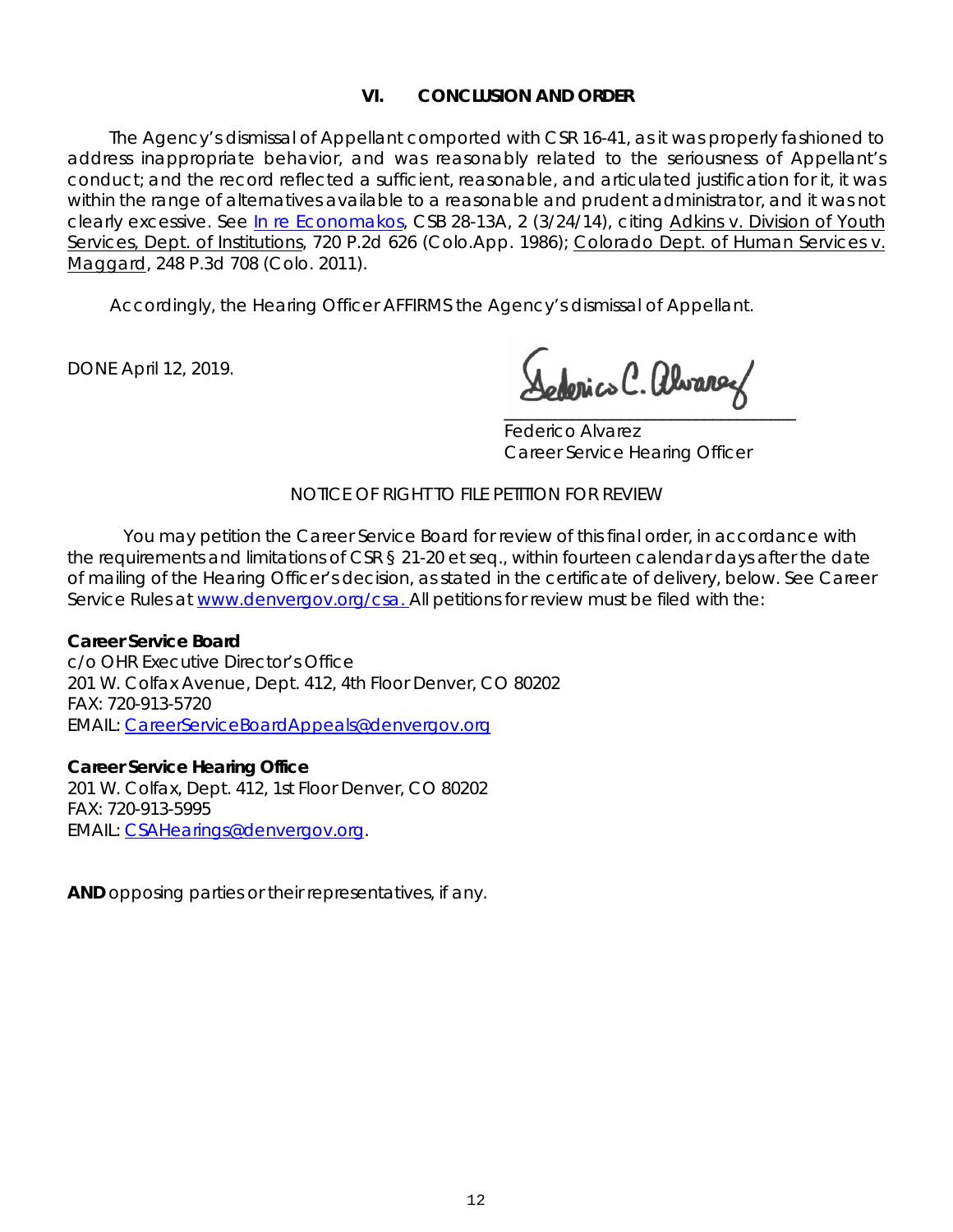## VI. CONCLUSION AND ORDER

The Agency's dismissal of Appellant comported with CSR 16-41, as it was properly fashioned to address inappropriate behavior, and was reasonably related to the seriousness of Appellant's conduct; and the record reflected a sufficient, reasonable, and articulated justification for it, it was within the range of alternatives available to a reasonable and prudent administrator, and it was not clearly excessive. See In re Economakos, CSB 28-13A, 2 (3/24/14), citing Adkins v. Division of Youth Services, Dept. of Institutions, 720 P.2d 626 (Colo.App. 1986); Colorado Dept. of Human Services v. Maggard, 248 P.3d 708 (Colo. 2011).

Accordingly, the Hearing Officer AFFIRMS the Agency's dismissal of Appellant.

DONE April 12, 2019.

Federico C. Alvarez
\_\_\_\_\_\_\_\_\_\_\_\_\_\_\_\_\_\_\_\_\_\_\_\_\_\_\_\_\_\_
Federico Alvarez
Career Service Hearing Officer

NOTICE OF RIGHT TO FILE PETITION FOR REVIEW

You may petition the Career Service Board for review of this final order, in accordance with the requirements and limitations of CSR § 21-20 et seq., within fourteen calendar days after the date of mailing of the Hearing Officer's decision, as stated in the certificate of delivery, below. See Career Service Rules at www.denvergov.org/csa. All petitions for review must be filed with the:

**Career Service Board**
c/o OHR Executive Director's Office
201 W. Colfax Avenue, Dept. 412, 4th Floor Denver, CO 80202
FAX: 720-913-5720
EMAIL: CareerServiceBoardAppeals@denvergov.org

**Career Service Hearing Office**
201 W. Colfax, Dept. 412, 1st Floor Denver, CO 80202
FAX: 720-913-5995
EMAIL: CSAHearings@denvergov.org.

**AND** opposing parties or their representatives, if any.